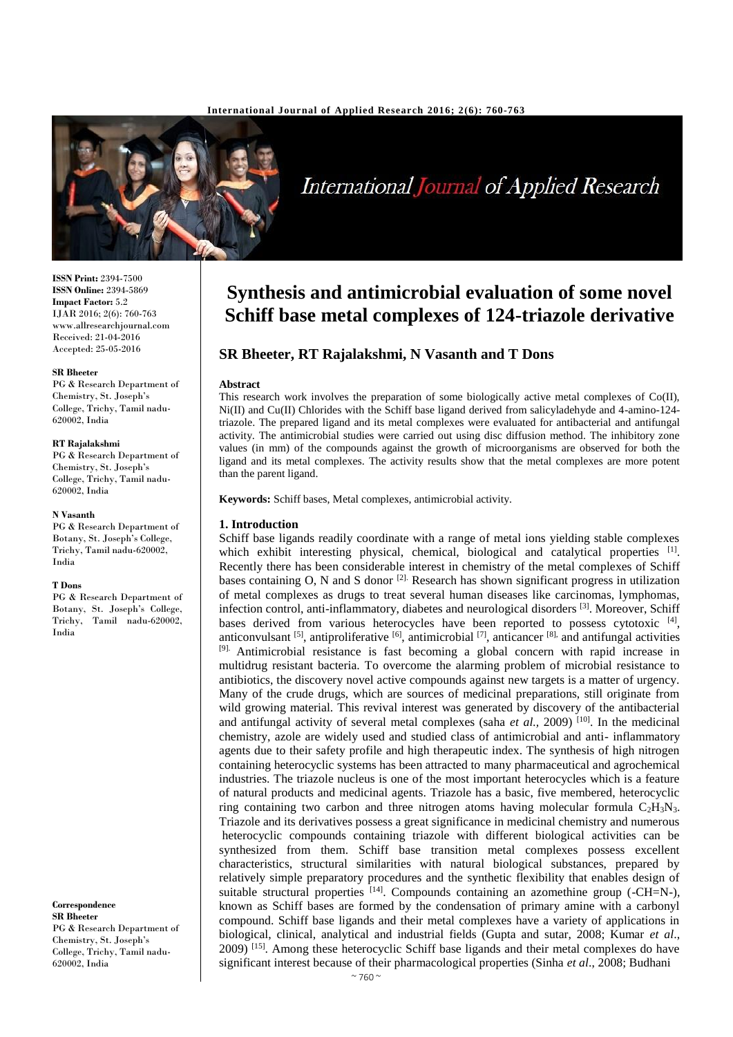# Synthesis and antimicrobial evaluation of some novel Schiff base metal complexes of 124-triazole derivative

**SR Bheeter, RT Rajalakshmi, N Vasanth and T Dons**

**ISSN Print:** 2394-7500
**ISSN Online:** 2394-5869
**Impact Factor:** 5.2
IJAR 2016; 2(6): 760-763
www.allresearchjournal.com
Received: 21-04-2016
Accepted: 25-05-2016

**SR Bheeter**
PG & Research Department of Chemistry, St. Joseph's College, Trichy, Tamil nadu-620002, India

**RT Rajalakshmi**
PG & Research Department of Chemistry, St. Joseph's College, Trichy, Tamil nadu-620002, India

**N Vasanth**
PG & Research Department of Botany, St. Joseph's College, Trichy, Tamil nadu-620002, India

**T Dons**
PG & Research Department of Botany, St. Joseph's College, Trichy, Tamil nadu-620002, India

**Correspondence**
**SR Bheeter**
PG & Research Department of Chemistry, St. Joseph's College, Trichy, Tamil nadu-620002, India

### Abstract

This research work involves the preparation of some biologically active metal complexes of Co(II), Ni(II) and Cu(II) Chlorides with the Schiff base ligand derived from salicyladehyde and 4-amino-124-triazole. The prepared ligand and its metal complexes were evaluated for antibacterial and antifungal activity. The antimicrobial studies were carried out using disc diffusion method. The inhibitory zone values (in mm) of the compounds against the growth of microorganisms are observed for both the ligand and its metal complexes. The activity results show that the metal complexes are more potent than the parent ligand.

**Keywords:** Schiff bases, Metal complexes, antimicrobial activity.

## 1. Introduction

Schiff base ligands readily coordinate with a range of metal ions yielding stable complexes which exhibit interesting physical, chemical, biological and catalytical properties [1]. Recently there has been considerable interest in chemistry of the metal complexes of Schiff bases containing O, N and S donor [2]. Research has shown significant progress in utilization of metal complexes as drugs to treat several human diseases like carcinomas, lymphomas, infection control, anti-inflammatory, diabetes and neurological disorders [3]. Moreover, Schiff bases derived from various heterocycles have been reported to possess cytotoxic [4], anticonvulsant [5], antiproliferative [6], antimicrobial [7], anticancer [8] and antifungal activities [9]. Antimicrobial resistance is fast becoming a global concern with rapid increase in multidrug resistant bacteria. To overcome the alarming problem of microbial resistance to antibiotics, the discovery novel active compounds against new targets is a matter of urgency. Many of the crude drugs, which are sources of medicinal preparations, still originate from wild growing material. This revival interest was generated by discovery of the antibacterial and antifungal activity of several metal complexes (saha *et al.*, 2009) [10]. In the medicinal chemistry, azole are widely used and studied class of antimicrobial and anti- inflammatory agents due to their safety profile and high therapeutic index. The synthesis of high nitrogen containing heterocyclic systems has been attracted to many pharmaceutical and agrochemical industries. The triazole nucleus is one of the most important heterocycles which is a feature of natural products and medicinal agents. Triazole has a basic, five membered, heterocyclic ring containing two carbon and three nitrogen atoms having molecular formula $C_2H_3N_3$. Triazole and its derivatives possess a great significance in medicinal chemistry and numerous heterocyclic compounds containing triazole with different biological activities can be synthesized from them. Schiff base transition metal complexes possess excellent characteristics, structural similarities with natural biological substances, prepared by relatively simple preparatory procedures and the synthetic flexibility that enables design of suitable structural properties [14]. Compounds containing an azomethine group (-CH=N-), known as Schiff bases are formed by the condensation of primary amine with a carbonyl compound. Schiff base ligands and their metal complexes have a variety of applications in biological, clinical, analytical and industrial fields (Gupta and sutar, 2008; Kumar *et al*., 2009) [15]. Among these heterocyclic Schiff base ligands and their metal complexes do have significant interest because of their pharmacological properties (Sinha *et al*., 2008; Budhani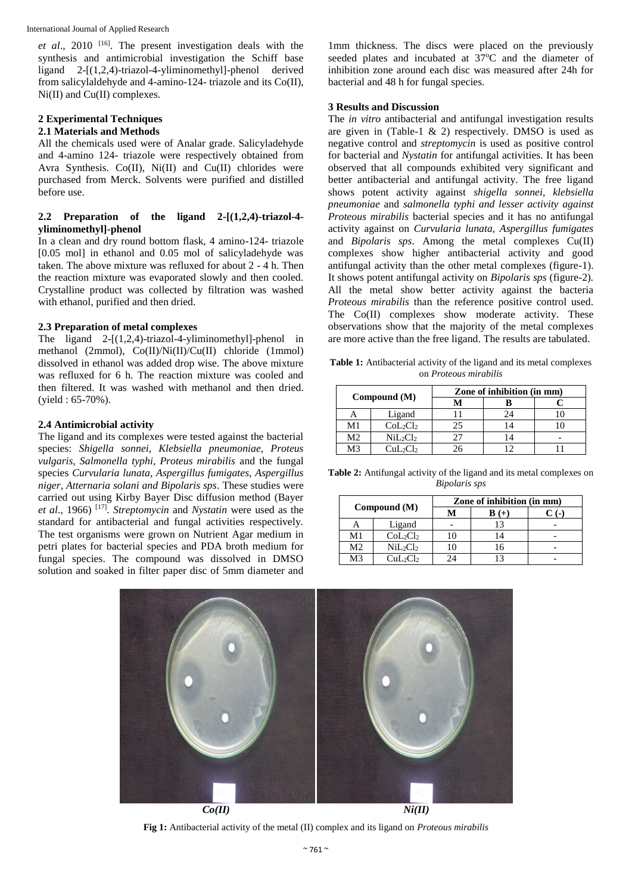*et al*., 2010 [16]. The present investigation deals with the synthesis and antimicrobial investigation the Schiff base ligand 2-[(1,2,4)-triazol-4-yliminomethyl]-phenol derived from salicylaldehyde and 4-amino-124- triazole and its Co(II), Ni(II) and Cu(II) complexes.

## 2 Experimental Techniques

### 2.1 Materials and Methods

All the chemicals used were of Analar grade. Salicyladehyde and 4-amino 124- triazole were respectively obtained from Avra Synthesis. Co(II), Ni(II) and Cu(II) chlorides were purchased from Merck. Solvents were purified and distilled before use.

### 2.2 Preparation of the ligand 2-[(1,2,4)-triazol-4-yliminomethyl]-phenol

In a clean and dry round bottom flask, 4 amino-124- triazole [0.05 mol] in ethanol and 0.05 mol of salicyladehyde was taken. The above mixture was refluxed for about 2 - 4 h. Then the reaction mixture was evaporated slowly and then cooled. Crystalline product was collected by filtration was washed with ethanol, purified and then dried.

### 2.3 Preparation of metal complexes

The ligand 2-[(1,2,4)-triazol-4-yliminomethyl]-phenol in methanol (2mmol), Co(II)/Ni(II)/Cu(II) chloride (1mmol) dissolved in ethanol was added drop wise. The above mixture was refluxed for 6 h. The reaction mixture was cooled and then filtered. It was washed with methanol and then dried. (yield : 65-70%).

### 2.4 Antimicrobial activity

The ligand and its complexes were tested against the bacterial species: *Shigella sonnei, Klebsiella pneumoniae, Proteus vulgaris, Salmonella typhi, Proteus mirabilis* and the fungal species *Curvularia lunata, Aspergillus fumigates, Aspergillus niger, Atternaria solani and Bipolaris sps*. These studies were carried out using Kirby Bayer Disc diffusion method (Bayer *et al*., 1966) [17]. *Streptomycin* and *Nystatin* were used as the standard for antibacterial and fungal activities respectively. The test organisms were grown on Nutrient Agar medium in petri plates for bacterial species and PDA broth medium for fungal species. The compound was dissolved in DMSO solution and soaked in filter paper disc of 5mm diameter and 1mm thickness. The discs were placed on the previously seeded plates and incubated at 37°C and the diameter of inhibition zone around each disc was measured after 24h for bacterial and 48 h for fungal species.

## 3 Results and Discussion

The *in vitro* antibacterial and antifungal investigation results are given in (Table-1 & 2) respectively. DMSO is used as negative control and *streptomycin* is used as positive control for bacterial and *Nystatin* for antifungal activities. It has been observed that all compounds exhibited very significant and better antibacterial and antifungal activity. The free ligand shows potent activity against *shigella sonnei, klebsiella pneumoniae* and *salmonella typhi and lesser activity against Proteus mirabilis* bacterial species and it has no antifungal activity against on *Curvularia lunata, Aspergillus fumigates* and *Bipolaris sps*. Among the metal complexes Cu(II) complexes show higher antibacterial activity and good antifungal activity than the other metal complexes (figure-1). It shows potent antifungal activity on *Bipolaris sps* (figure-2). All the metal show better activity against the bacteria *Proteus mirabilis* than the reference positive control used. The Co(II) complexes show moderate activity. These observations show that the majority of the metal complexes are more active than the free ligand. The results are tabulated.

**Table 1:** Antibacterial activity of the ligand and its metal complexes on *Proteus mirabilis*

| Compound (M) | | Zone of inhibition (in mm) | | |
|---|---|---|---|---|
| | | M | B | C |
| A | Ligand | 11 | 24 | 10 |
| M1 | $CoL_2Cl_2$ | 25 | 14 | 10 |
| M2 | $NiL_2Cl_2$ | 27 | 14 | - |
| M3 | $CuL_2Cl_2$ | 26 | 12 | 11 |

**Table 2:** Antifungal activity of the ligand and its metal complexes on *Bipolaris sps*

| Compound (M) | | Zone of inhibition (in mm) | | |
|---|---|---|---|---|
| | | M | B (+) | C (-) |
| A | Ligand | - | 13 | - |
| M1 | $CoL_2Cl_2$ | 10 | 14 | - |
| M2 | $NiL_2Cl_2$ | 10 | 16 | - |
| M3 | $CuL_2Cl_2$ | 24 | 13 | - |

*Co(II)* *Ni(II)*

**Fig 1:** Antibacterial activity of the metal (II) complex and its ligand on *Proteous mirabilis*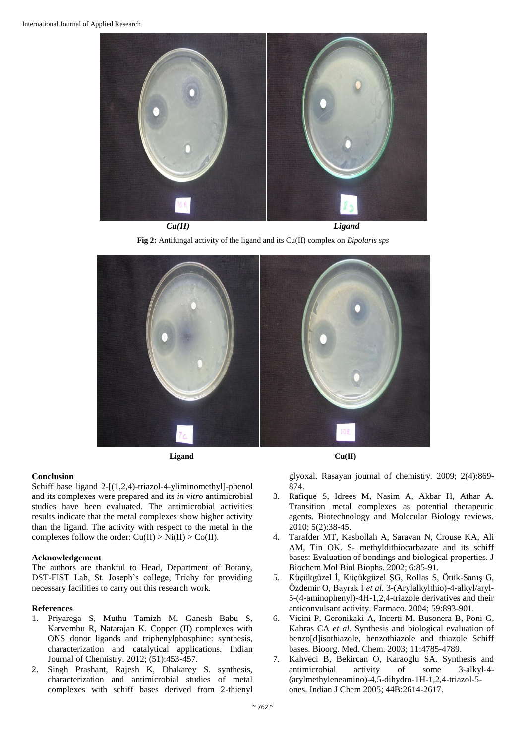*Cu(II)* *Ligand*

**Fig 2:** Antifungal activity of the ligand and its Cu(II) complex on *Bipolaris sps*

**Ligand** **Cu(II)**

### Conclusion

Schiff base ligand 2-[(1,2,4)-triazol-4-yliminomethyl]-phenol and its complexes were prepared and its *in vitro* antimicrobial studies have been evaluated. The antimicrobial activities results indicate that the metal complexes show higher activity than the ligand. The activity with respect to the metal in the complexes follow the order: Cu(II) > Ni(II) > Co(II).

### Acknowledgement

The authors are thankful to Head, Department of Botany, DST-FIST Lab, St. Joseph's college, Trichy for providing necessary facilities to carry out this research work.

### References

1. Priyarega S, Muthu Tamizh M, Ganesh Babu S, Karvembu R, Natarajan K. Copper (II) complexes with ONS donor ligands and triphenylphosphine: synthesis, characterization and catalytical applications. Indian Journal of Chemistry. 2012; (51):453-457.
2. Singh Prashant, Rajesh K, Dhakarey S. synthesis, characterization and antimicrobial studies of metal complexes with schiff bases derived from 2-thienyl glyoxal. Rasayan journal of chemistry. 2009; 2(4):869-874.
3. Rafique S, Idrees M, Nasim A, Akbar H, Athar A. Transition metal complexes as potential therapeutic agents. Biotechnology and Molecular Biology reviews. 2010; 5(2):38-45.
4. Tarafder MT, Kasbollah A, Saravan N, Crouse KA, Ali AM, Tin OK. S- methyldithiocarbazate and its schiff bases: Evaluation of bondings and biological properties. J Biochem Mol Biol Biophs. 2002; 6:85-91.
5. Küçükgüzel İ, Küçükgüzel ŞG, Rollas S, Ötük-Sanış G, Özdemir O, Bayrak İ *et al.* 3-(Arylalkylthio)-4-alkyl/aryl-5-(4-aminophenyl)-4H-1,2,4-triazole derivatives and their anticonvulsant activity. Farmaco. 2004; 59:893-901.
6. Vicini P, Geronikaki A, Incerti M, Busonera B, Poni G, Kabras CA *et al.* Synthesis and biological evaluation of benzo[d]isothiazole, benzothiazole and thiazole Schiff bases. Bioorg. Med. Chem. 2003; 11:4785-4789.
7. Kahveci B, Bekircan O, Karaoglu SA. Synthesis and antimicrobial activity of some 3-alkyl-4-(arylmethyleneamino)-4,5-dihydro-1H-1,2,4-triazol-5-ones. Indian J Chem 2005; 44B:2614-2617.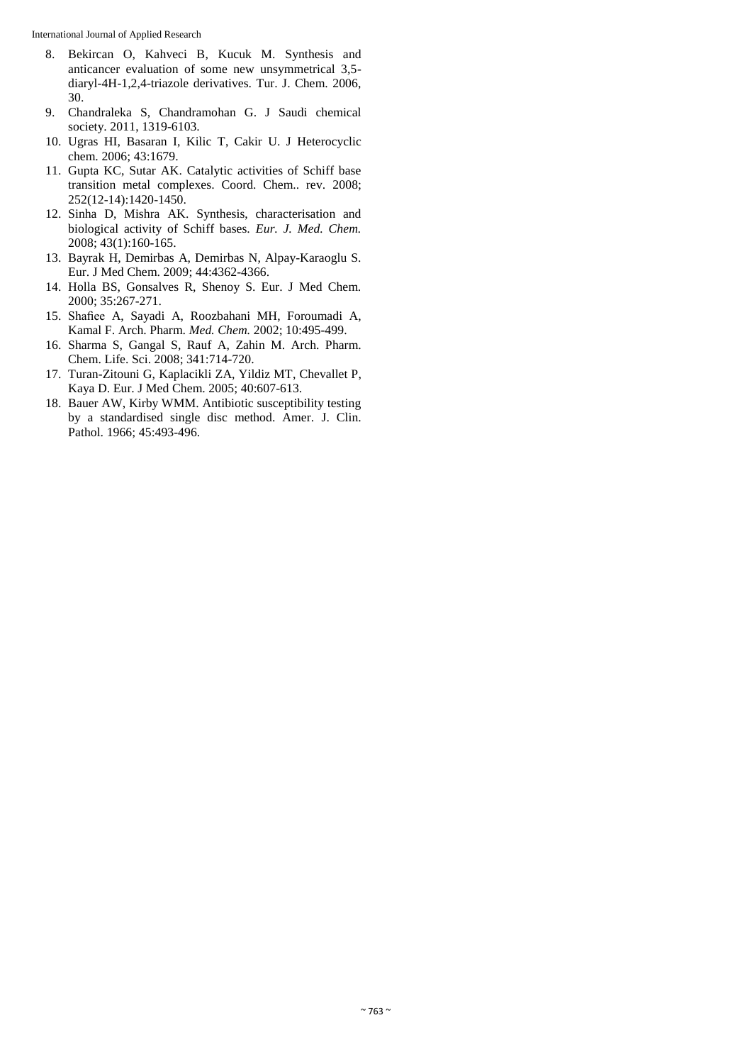8. Bekircan O, Kahveci B, Kucuk M. Synthesis and anticancer evaluation of some new unsymmetrical 3,5-diaryl-4H-1,2,4-triazole derivatives. Tur. J. Chem. 2006, 30.
9. Chandraleka S, Chandramohan G. J Saudi chemical society. 2011, 1319-6103.
10. Ugras HI, Basaran I, Kilic T, Cakir U. J Heterocyclic chem. 2006; 43:1679.
11. Gupta KC, Sutar AK. Catalytic activities of Schiff base transition metal complexes. Coord. Chem.. rev. 2008; 252(12-14):1420-1450.
12. Sinha D, Mishra AK. Synthesis, characterisation and biological activity of Schiff bases. *Eur. J. Med. Chem.* 2008; 43(1):160-165.
13. Bayrak H, Demirbas A, Demirbas N, Alpay-Karaoglu S. Eur. J Med Chem. 2009; 44:4362-4366.
14. Holla BS, Gonsalves R, Shenoy S. Eur. J Med Chem. 2000; 35:267-271.
15. Shafiee A, Sayadi A, Roozbahani MH, Foroumadi A, Kamal F. Arch. Pharm. *Med. Chem.* 2002; 10:495-499.
16. Sharma S, Gangal S, Rauf A, Zahin M. Arch. Pharm. Chem. Life. Sci. 2008; 341:714-720.
17. Turan-Zitouni G, Kaplacikli ZA, Yildiz MT, Chevallet P, Kaya D. Eur. J Med Chem. 2005; 40:607-613.
18. Bauer AW, Kirby WMM. Antibiotic susceptibility testing by a standardised single disc method. Amer. J. Clin. Pathol. 1966; 45:493-496.